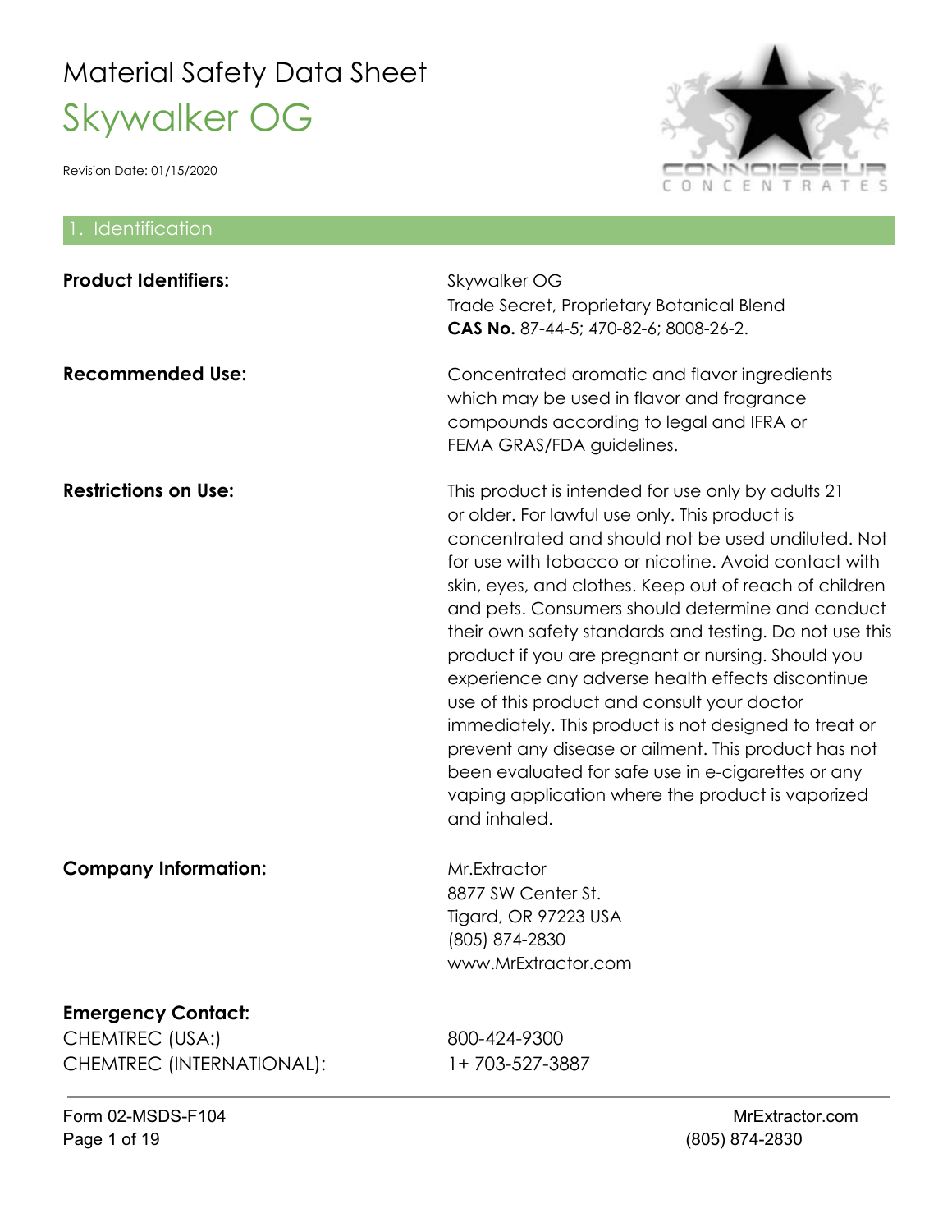# Material Safety Data Sheet

## Skywalker OG

Revision Date: 01/15/2020

## 1. Identification

**Product Identifiers:**

Skywalker OG
Trade Secret, Proprietary Botanical Blend
**CAS No.** 87-44-5; 470-82-6; 8008-26-2.

**Recommended Use:**

Concentrated aromatic and flavor ingredients which may be used in flavor and fragrance compounds according to legal and IFRA or FEMA GRAS/FDA guidelines.

**Restrictions on Use:**

This product is intended for use only by adults 21 or older. For lawful use only. This product is concentrated and should not be used undiluted. Not for use with tobacco or nicotine. Avoid contact with skin, eyes, and clothes. Keep out of reach of children and pets. Consumers should determine and conduct their own safety standards and testing. Do not use this product if you are pregnant or nursing. Should you experience any adverse health effects discontinue use of this product and consult your doctor immediately. This product is not designed to treat or prevent any disease or ailment. This product has not been evaluated for safe use in e-cigarettes or any vaping application where the product is vaporized and inhaled.

**Company Information:**

Mr.Extractor
8877 SW Center St.
Tigard, OR 97223 USA
(805) 874-2830
www.MrExtractor.com

**Emergency Contact:**

| | |
|---|---|
| CHEMTREC (USA:) | 800-424-9300 |
| CHEMTREC (INTERNATIONAL): | 1+ 703-527-3887 |

Form 02-MSDS-F104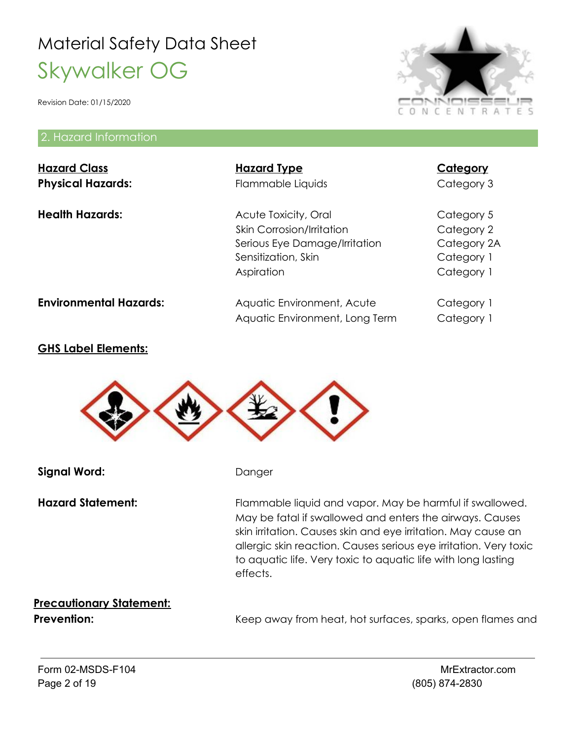# Material Safety Data Sheet

## Skywalker OG

Revision Date: 01/15/2020

## 2. Hazard Information

| Hazard Class | Hazard Type | Category |
|---|---|---|
| **Physical Hazards:** | Flammable Liquids | Category 3 |
| **Health Hazards:** | Acute Toxicity, Oral | Category 5 |
| | Skin Corrosion/Irritation | Category 2 |
| | Serious Eye Damage/Irritation | Category 2A |
| | Sensitization, Skin | Category 1 |
| | Aspiration | Category 1 |
| **Environmental Hazards:** | Aquatic Environment, Acute | Category 1 |
| | Aquatic Environment, Long Term | Category 1 |

**GHS Label Elements:**

**Signal Word:** Danger

**Hazard Statement:** Flammable liquid and vapor. May be harmful if swallowed. May be fatal if swallowed and enters the airways. Causes skin irritation. Causes skin and eye irritation. May cause an allergic skin reaction. Causes serious eye irritation. Very toxic to aquatic life. Very toxic to aquatic life with long lasting effects.

**Precautionary Statement:**

**Prevention:** Keep away from heat, hot surfaces, sparks, open flames and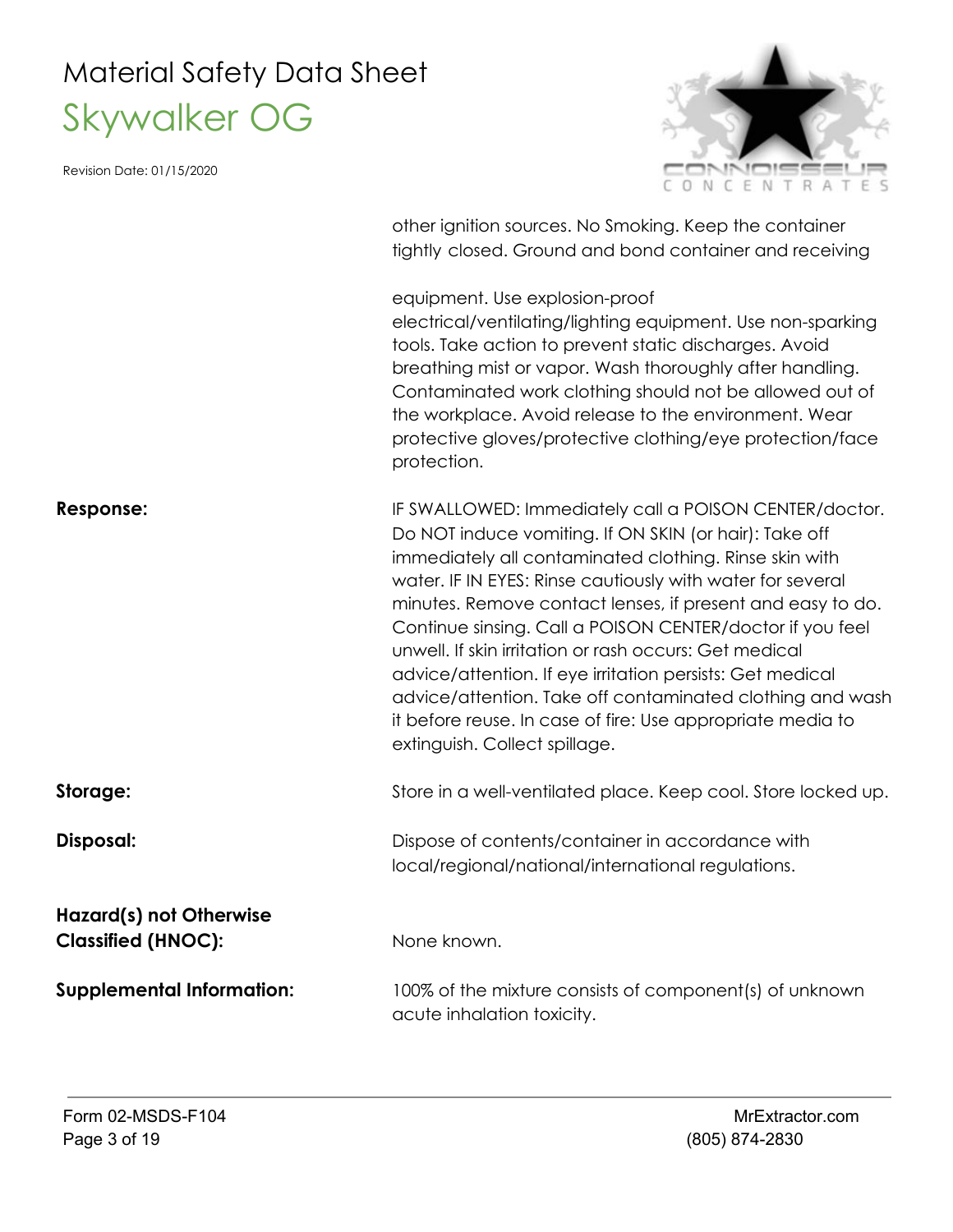other ignition sources. No Smoking. Keep the container tightly closed. Ground and bond container and receiving equipment. Use explosion-proof electrical/ventilating/lighting equipment. Use non-sparking tools. Take action to prevent static discharges. Avoid breathing mist or vapor. Wash thoroughly after handling. Contaminated work clothing should not be allowed out of the workplace. Avoid release to the environment. Wear protective gloves/protective clothing/eye protection/face protection.

**Response:** IF SWALLOWED: Immediately call a POISON CENTER/doctor. Do NOT induce vomiting. If ON SKIN (or hair): Take off immediately all contaminated clothing. Rinse skin with water. IF IN EYES: Rinse cautiously with water for several minutes. Remove contact lenses, if present and easy to do. Continue sinsing. Call a POISON CENTER/doctor if you feel unwell. If skin irritation or rash occurs: Get medical advice/attention. If eye irritation persists: Get medical advice/attention. Take off contaminated clothing and wash it before reuse. In case of fire: Use appropriate media to extinguish. Collect spillage.

**Storage:** Store in a well-ventilated place. Keep cool. Store locked up.

**Disposal:** Dispose of contents/container in accordance with local/regional/national/international regulations.

**Hazard(s) not Otherwise Classified (HNOC):** None known.

**Supplemental Information:** 100% of the mixture consists of component(s) of unknown acute inhalation toxicity.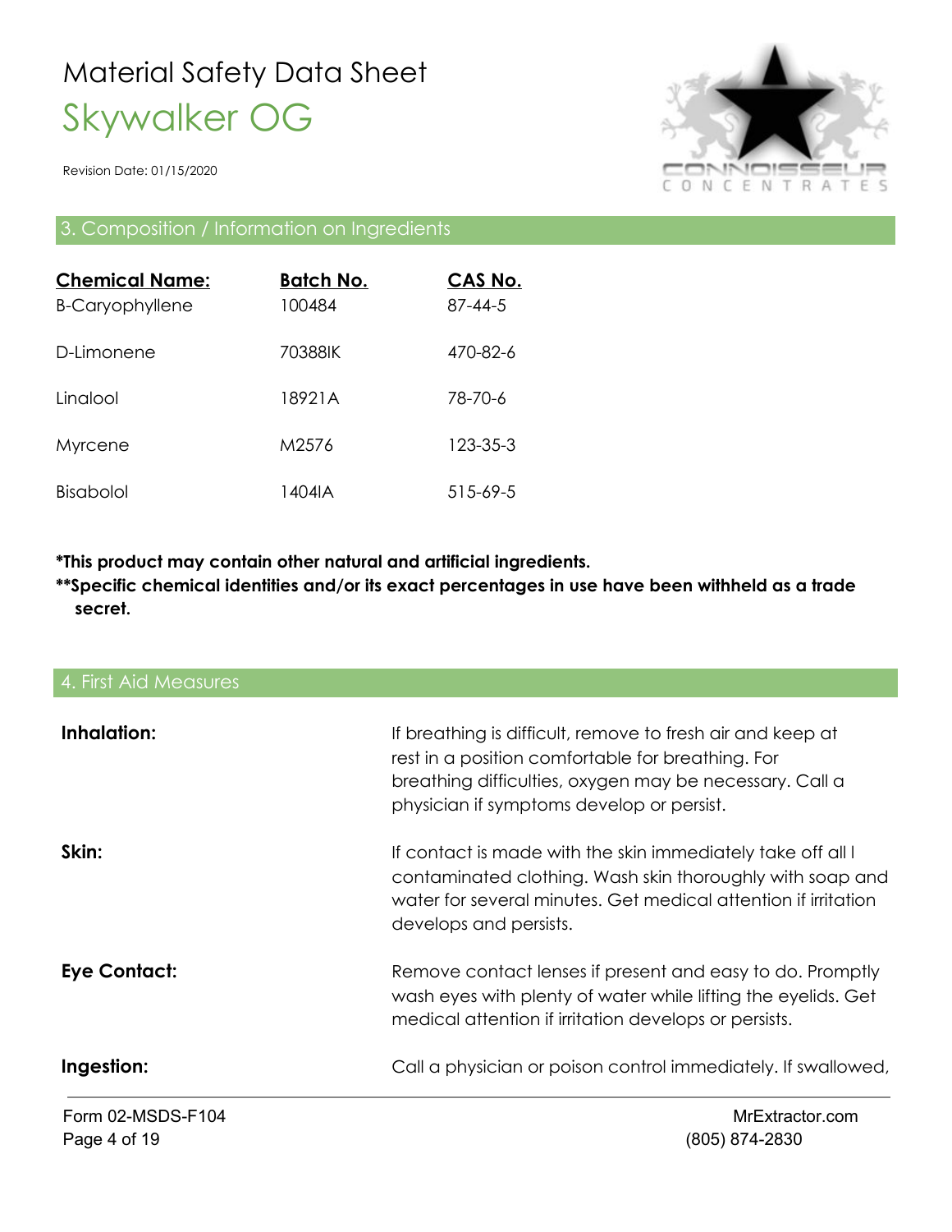# Material Safety Data Sheet

## Skywalker OG

Revision Date: 01/15/2020

## 3. Composition / Information on Ingredients

| Chemical Name: | Batch No. | CAS No. |
| --- | --- | --- |
| B-Caryophyllene | 100484 | 87-44-5 |
| D-Limonene | 70388IK | 470-82-6 |
| Linalool | 18921A | 78-70-6 |
| Myrcene | M2576 | 123-35-3 |
| Bisabolol | 1404IA | 515-69-5 |

***This product may contain other natural and artificial ingredients.**

****Specific chemical identities and/or its exact percentages in use have been withheld as a trade secret.**

## 4. First Aid Measures

**Inhalation:** If breathing is difficult, remove to fresh air and keep at rest in a position comfortable for breathing. For breathing difficulties, oxygen may be necessary. Call a physician if symptoms develop or persist.

**Skin:** If contact is made with the skin immediately take off all l contaminated clothing. Wash skin thoroughly with soap and water for several minutes. Get medical attention if irritation develops and persists.

**Eye Contact:** Remove contact lenses if present and easy to do. Promptly wash eyes with plenty of water while lifting the eyelids. Get medical attention if irritation develops or persists.

**Ingestion:** Call a physician or poison control immediately. If swallowed,

Form 02-MSDS-F104

MrExtractor.com
(805) 874-2830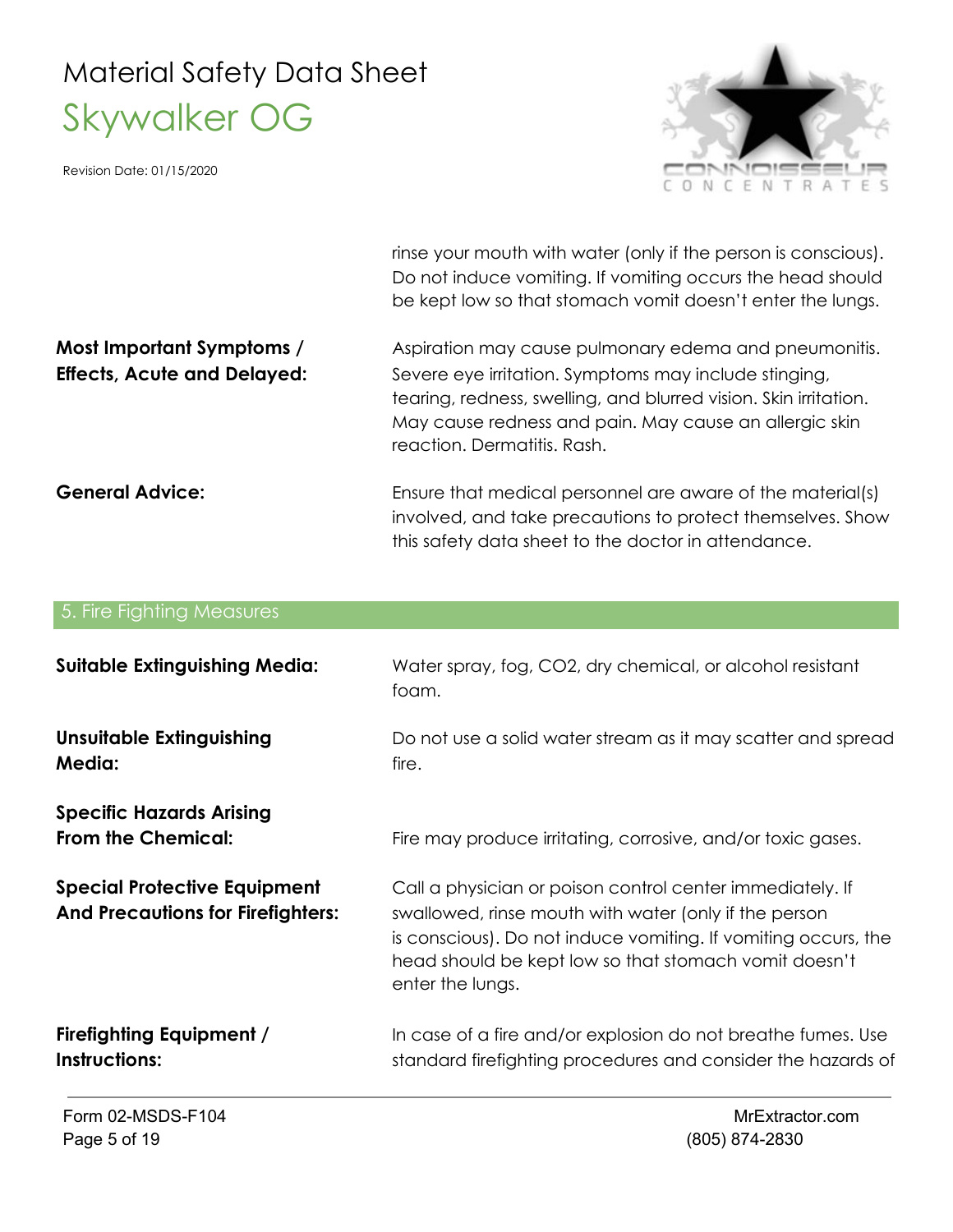rinse your mouth with water (only if the person is conscious). Do not induce vomiting. If vomiting occurs the head should be kept low so that stomach vomit doesn't enter the lungs.

**Most Important Symptoms / Effects, Acute and Delayed:** Aspiration may cause pulmonary edema and pneumonitis. Severe eye irritation. Symptoms may include stinging, tearing, redness, swelling, and blurred vision. Skin irritation. May cause redness and pain. May cause an allergic skin reaction. Dermatitis. Rash.

**General Advice:** Ensure that medical personnel are aware of the material(s) involved, and take precautions to protect themselves. Show this safety data sheet to the doctor in attendance.

## 5. Fire Fighting Measures

**Suitable Extinguishing Media:** Water spray, fog, $CO_2$, dry chemical, or alcohol resistant foam.

**Unsuitable Extinguishing Media:** Do not use a solid water stream as it may scatter and spread fire.

**Specific Hazards Arising From the Chemical:** Fire may produce irritating, corrosive, and/or toxic gases.

**Special Protective Equipment And Precautions for Firefighters:** Call a physician or poison control center immediately. If swallowed, rinse mouth with water (only if the person is conscious). Do not induce vomiting. If vomiting occurs, the head should be kept low so that stomach vomit doesn't enter the lungs.

**Firefighting Equipment / Instructions:** In case of a fire and/or explosion do not breathe fumes. Use standard firefighting procedures and consider the hazards of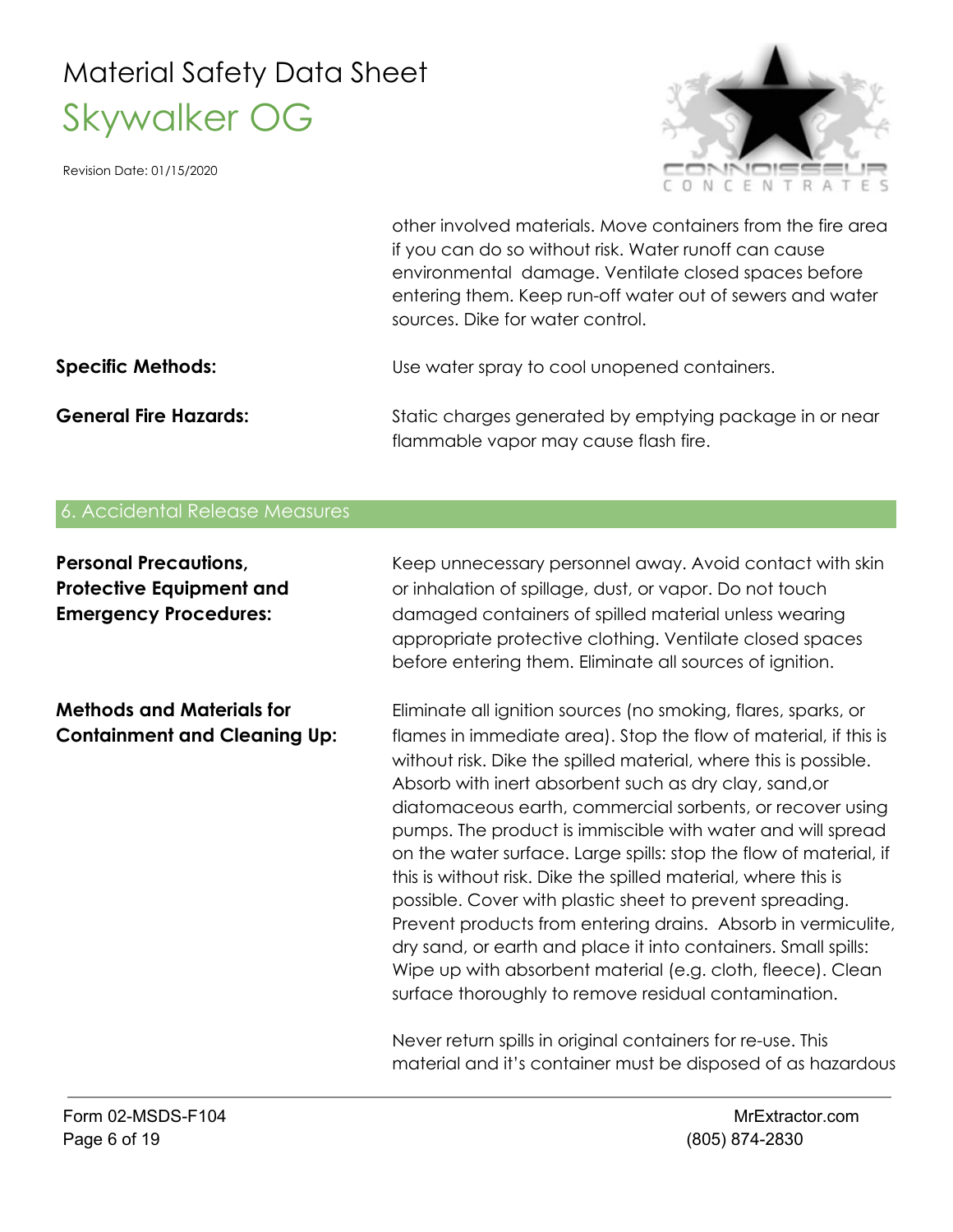other involved materials. Move containers from the fire area if you can do so without risk. Water runoff can cause environmental damage. Ventilate closed spaces before entering them. Keep run-off water out of sewers and water sources. Dike for water control.

**Specific Methods:** Use water spray to cool unopened containers.

**General Fire Hazards:** Static charges generated by emptying package in or near flammable vapor may cause flash fire.

## 6. Accidental Release Measures

**Personal Precautions, Protective Equipment and Emergency Procedures:** Keep unnecessary personnel away. Avoid contact with skin or inhalation of spillage, dust, or vapor. Do not touch damaged containers of spilled material unless wearing appropriate protective clothing. Ventilate closed spaces before entering them. Eliminate all sources of ignition.

**Methods and Materials for Containment and Cleaning Up:** Eliminate all ignition sources (no smoking, flares, sparks, or flames in immediate area). Stop the flow of material, if this is without risk. Dike the spilled material, where this is possible. Absorb with inert absorbent such as dry clay, sand,or diatomaceous earth, commercial sorbents, or recover using pumps. The product is immiscible with water and will spread on the water surface. Large spills: stop the flow of material, if this is without risk. Dike the spilled material, where this is possible. Cover with plastic sheet to prevent spreading. Prevent products from entering drains. Absorb in vermiculite, dry sand, or earth and place it into containers. Small spills: Wipe up with absorbent material (e.g. cloth, fleece). Clean surface thoroughly to remove residual contamination.

Never return spills in original containers for re-use. This material and it's container must be disposed of as hazardous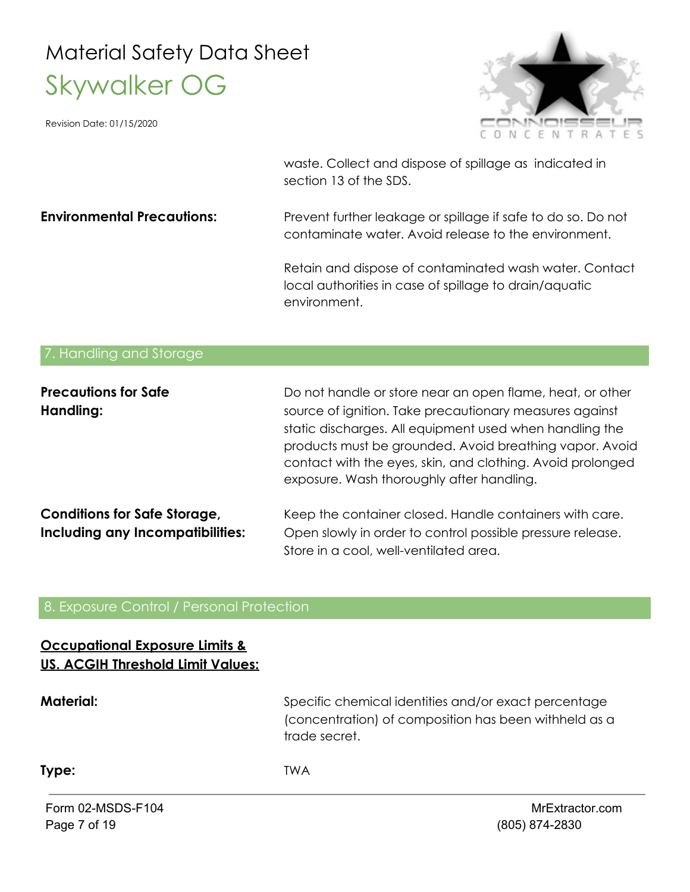waste. Collect and dispose of spillage as indicated in section 13 of the SDS.

**Environmental Precautions:** Prevent further leakage or spillage if safe to do so. Do not contaminate water. Avoid release to the environment.

Retain and dispose of contaminated wash water. Contact local authorities in case of spillage to drain/aquatic environment.

## 7. Handling and Storage

**Precautions for Safe Handling:** Do not handle or store near an open flame, heat, or other source of ignition. Take precautionary measures against static discharges. All equipment used when handling the products must be grounded. Avoid breathing vapor. Avoid contact with the eyes, skin, and clothing. Avoid prolonged exposure. Wash thoroughly after handling.

**Conditions for Safe Storage, Including any Incompatibilities:** Keep the container closed. Handle containers with care. Open slowly in order to control possible pressure release. Store in a cool, well-ventilated area.

## 8. Exposure Control / Personal Protection

**Occupational Exposure Limits & US. ACGIH Threshold Limit Values:**

**Material:** Specific chemical identities and/or exact percentage (concentration) of composition has been withheld as a trade secret.

**Type:** TWA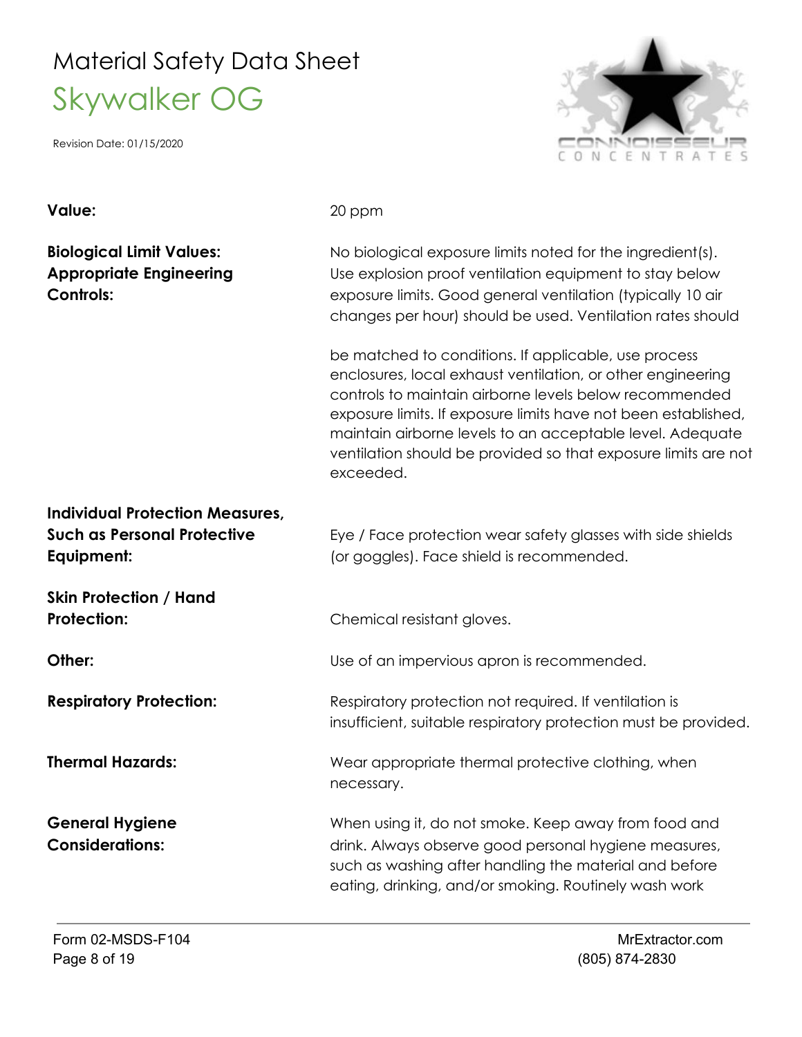**Value:** 20 ppm

**Biological Limit Values:** No biological exposure limits noted for the ingredient(s).

**Appropriate Engineering Controls:** Use explosion proof ventilation equipment to stay below exposure limits. Good general ventilation (typically 10 air changes per hour) should be used. Ventilation rates should be matched to conditions. If applicable, use process enclosures, local exhaust ventilation, or other engineering controls to maintain airborne levels below recommended exposure limits. If exposure limits have not been established, maintain airborne levels to an acceptable level. Adequate ventilation should be provided so that exposure limits are not exceeded.

**Individual Protection Measures, Such as Personal Protective Equipment:** Eye / Face protection wear safety glasses with side shields (or goggles). Face shield is recommended.

**Skin Protection / Hand Protection:** Chemical resistant gloves.

**Other:** Use of an impervious apron is recommended.

**Respiratory Protection:** Respiratory protection not required. If ventilation is insufficient, suitable respiratory protection must be provided.

**Thermal Hazards:** Wear appropriate thermal protective clothing, when necessary.

**General Hygiene Considerations:** When using it, do not smoke. Keep away from food and drink. Always observe good personal hygiene measures, such as washing after handling the material and before eating, drinking, and/or smoking. Routinely wash work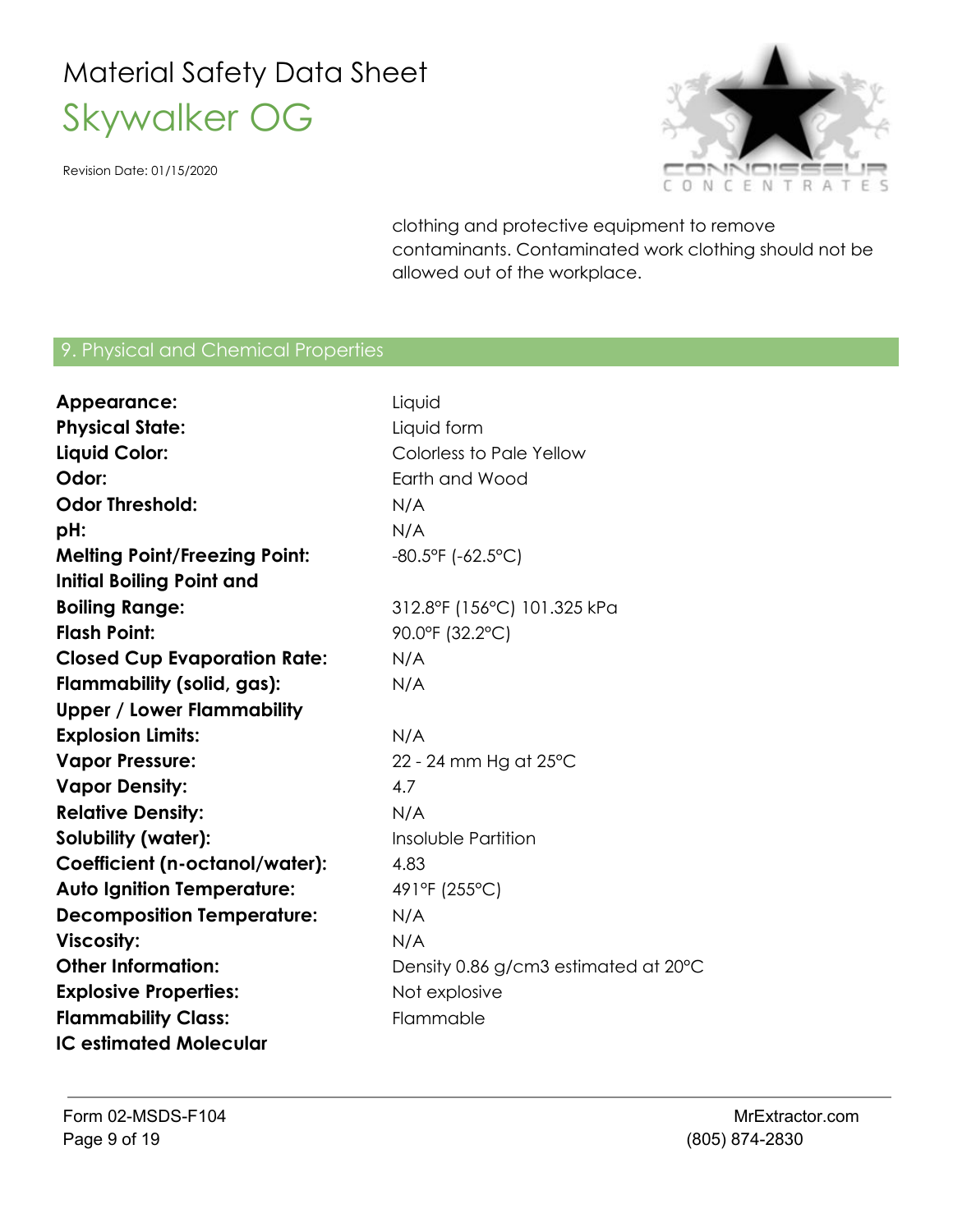clothing and protective equipment to remove contaminants. Contaminated work clothing should not be allowed out of the workplace.

## 9. Physical and Chemical Properties

| | |
|---|---|
| **Appearance:** | Liquid |
| **Physical State:** | Liquid form |
| **Liquid Color:** | Colorless to Pale Yellow |
| **Odor:** | Earth and Wood |
| **Odor Threshold:** | N/A |
| **pH:** | N/A |
| **Melting Point/Freezing Point:** | -80.5°F (-62.5°C) |
| **Initial Boiling Point and Boiling Range:** | 312.8°F (156°C) 101.325 kPa |
| **Flash Point:** | 90.0°F (32.2°C) |
| **Closed Cup Evaporation Rate:** | N/A |
| **Flammability (solid, gas):** | N/A |
| **Upper / Lower Flammability Explosion Limits:** | N/A |
| **Vapor Pressure:** | 22 - 24 mm Hg at 25°C |
| **Vapor Density:** | 4.7 |
| **Relative Density:** | N/A |
| **Solubility (water):** | Insoluble Partition |
| **Coefficient (n-octanol/water):** | 4.83 |
| **Auto Ignition Temperature:** | 491°F (255°C) |
| **Decomposition Temperature:** | N/A |
| **Viscosity:** | N/A |
| **Other Information:** | Density 0.86 g/cm3 estimated at 20°C |
| **Explosive Properties:** | Not explosive |
| **Flammability Class:** | Flammable |
| **IC estimated Molecular** | |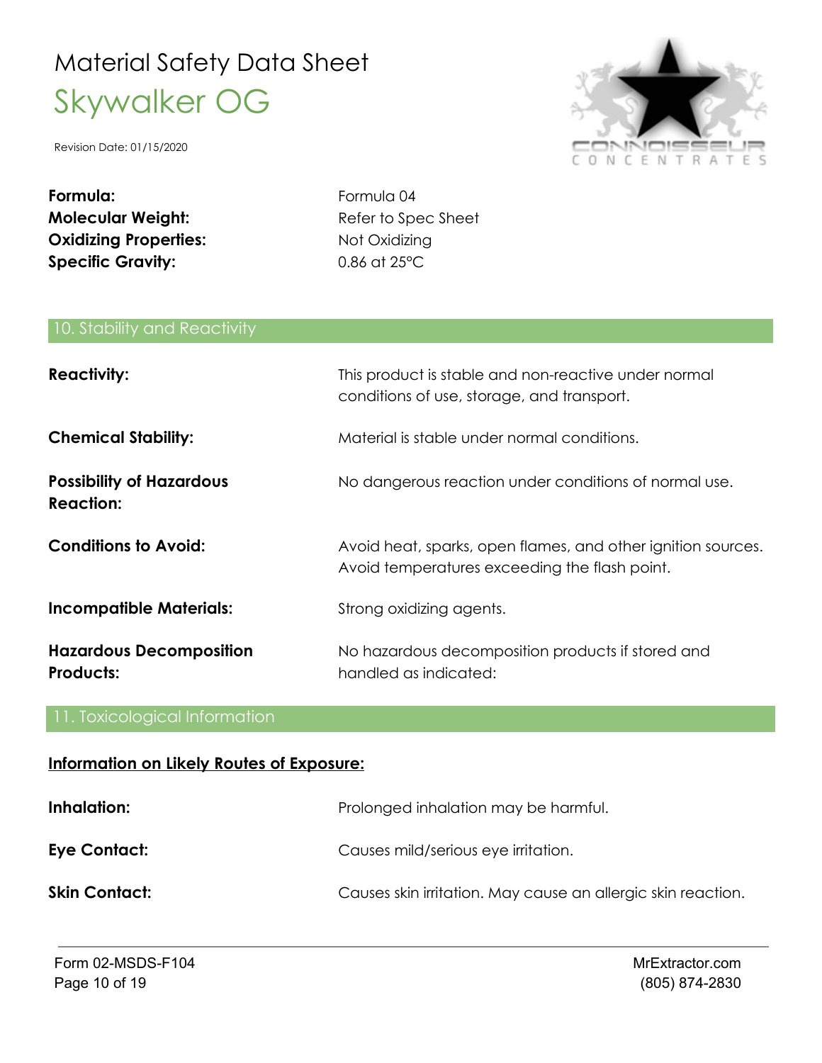Material Safety Data Sheet

# Skywalker OG

Revision Date: 01/15/2020

| | |
|---|---|
| **Formula:** | Formula 04 |
| **Molecular Weight:** | Refer to Spec Sheet |
| **Oxidizing Properties:** | Not Oxidizing |
| **Specific Gravity:** | 0.86 at 25°C |

## 10. Stability and Reactivity

| | |
|---|---|
| **Reactivity:** | This product is stable and non-reactive under normal conditions of use, storage, and transport. |
| **Chemical Stability:** | Material is stable under normal conditions. |
| **Possibility of Hazardous Reaction:** | No dangerous reaction under conditions of normal use. |
| **Conditions to Avoid:** | Avoid heat, sparks, open flames, and other ignition sources. Avoid temperatures exceeding the flash point. |
| **Incompatible Materials:** | Strong oxidizing agents. |
| **Hazardous Decomposition Products:** | No hazardous decomposition products if stored and handled as indicated: |

## 11. Toxicological Information

**Information on Likely Routes of Exposure:**

| | |
|---|---|
| **Inhalation:** | Prolonged inhalation may be harmful. |
| **Eye Contact:** | Causes mild/serious eye irritation. |
| **Skin Contact:** | Causes skin irritation. May cause an allergic skin reaction. |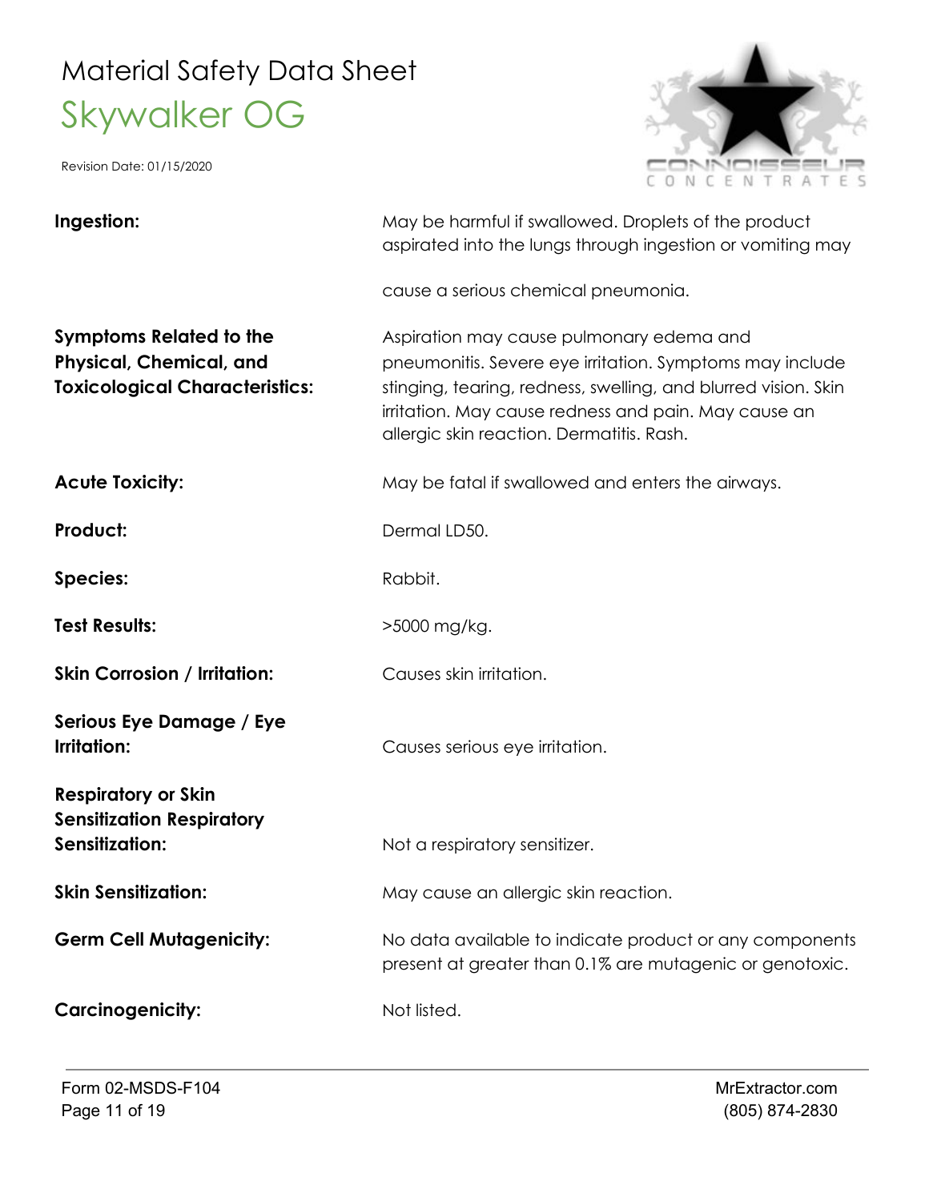# Material Safety Data Sheet

## Skywalker OG

Revision Date: 01/15/2020

| | |
|---|---|
| **Ingestion:** | May be harmful if swallowed. Droplets of the product aspirated into the lungs through ingestion or vomiting may cause a serious chemical pneumonia. |
| **Symptoms Related to the Physical, Chemical, and Toxicological Characteristics:** | Aspiration may cause pulmonary edema and pneumonitis. Severe eye irritation. Symptoms may include stinging, tearing, redness, swelling, and blurred vision. Skin irritation. May cause redness and pain. May cause an allergic skin reaction. Dermatitis. Rash. |
| **Acute Toxicity:** | May be fatal if swallowed and enters the airways. |
| **Product:** | Dermal LD50. |
| **Species:** | Rabbit. |
| **Test Results:** | >5000 mg/kg. |
| **Skin Corrosion / Irritation:** | Causes skin irritation. |
| **Serious Eye Damage / Eye Irritation:** | Causes serious eye irritation. |
| **Respiratory or Skin Sensitization Respiratory Sensitization:** | Not a respiratory sensitizer. |
| **Skin Sensitization:** | May cause an allergic skin reaction. |
| **Germ Cell Mutagenicity:** | No data available to indicate product or any components present at greater than 0.1% are mutagenic or genotoxic. |
| **Carcinogenicity:** | Not listed. |

Form 02-MSDS-F104

MrExtractor.com
(805) 874-2830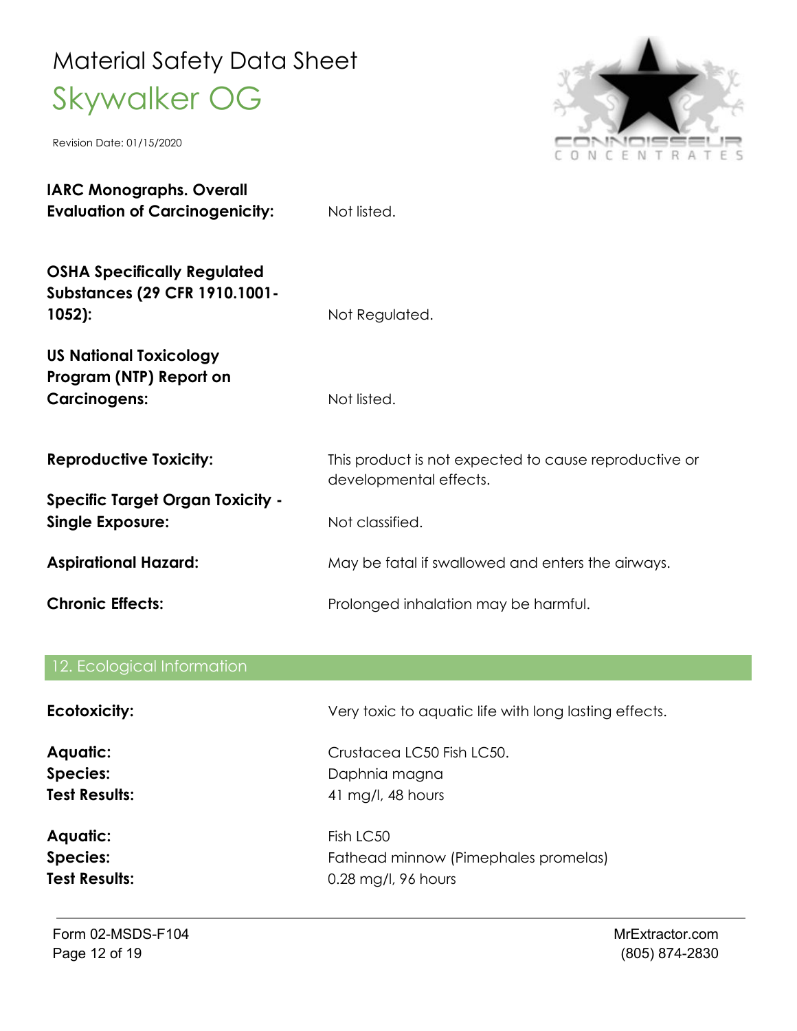**IARC Monographs. Overall Evaluation of Carcinogenicity:** Not listed.

**OSHA Specifically Regulated Substances (29 CFR 1910.1001-1052):** Not Regulated.

**US National Toxicology Program (NTP) Report on Carcinogens:** Not listed.

**Reproductive Toxicity:** This product is not expected to cause reproductive or developmental effects.

**Specific Target Organ Toxicity - Single Exposure:** Not classified.

**Aspirational Hazard:** May be fatal if swallowed and enters the airways.

**Chronic Effects:** Prolonged inhalation may be harmful.

## 12. Ecological Information

**Ecotoxicity:** Very toxic to aquatic life with long lasting effects.

**Aquatic:** Crustacea LC50 Fish LC50.
**Species:** Daphnia magna
**Test Results:** 41 mg/l, 48 hours

**Aquatic:** Fish LC50
**Species:** Fathead minnow (Pimephales promelas)
**Test Results:** 0.28 mg/l, 96 hours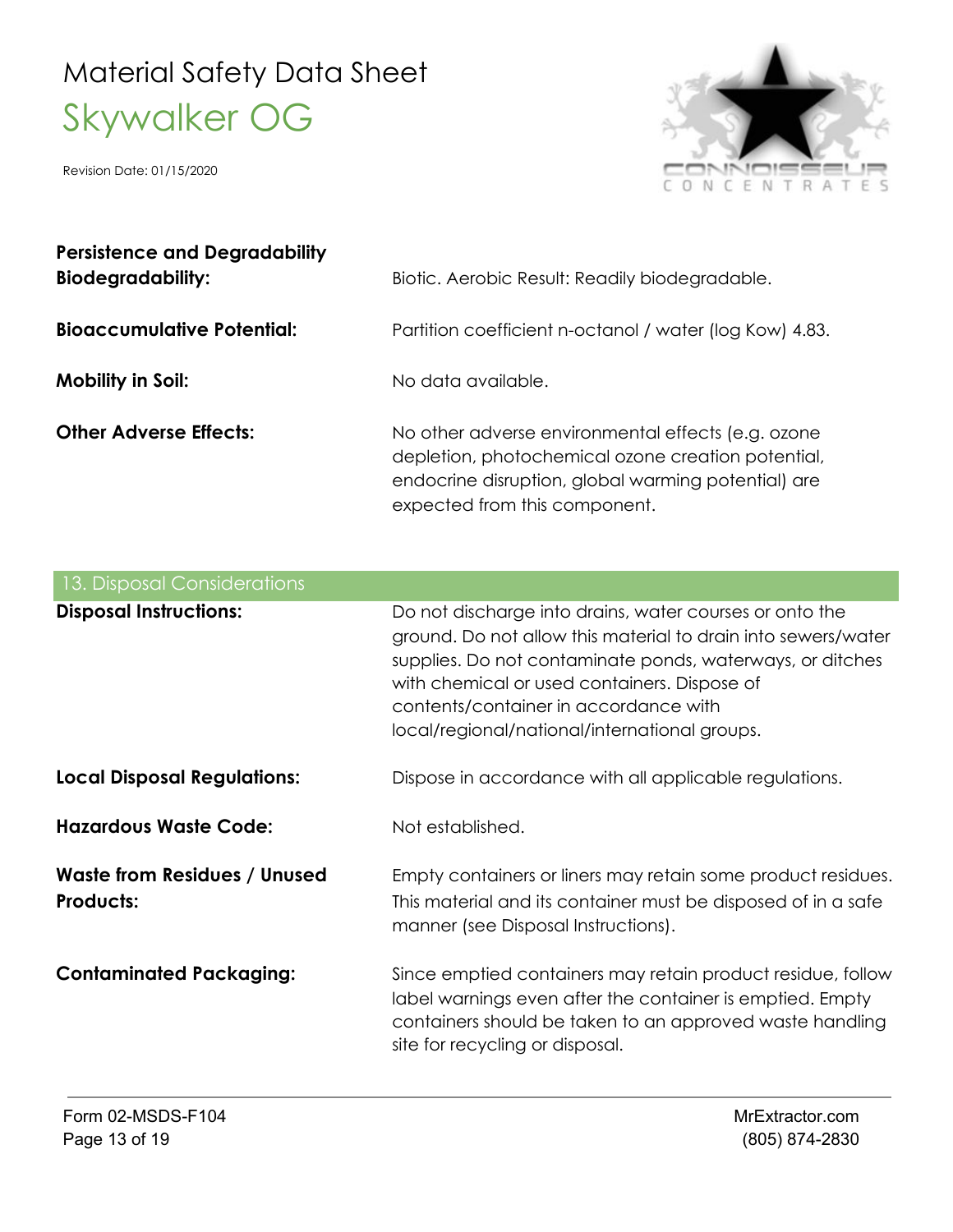**Persistence and Degradability**

**Biodegradability:** Biotic. Aerobic Result: Readily biodegradable.

**Bioaccumulative Potential:** Partition coefficient n-octanol / water (log Kow) 4.83.

**Mobility in Soil:** No data available.

**Other Adverse Effects:** No other adverse environmental effects (e.g. ozone depletion, photochemical ozone creation potential, endocrine disruption, global warming potential) are expected from this component.

## 13. Disposal Considerations

**Disposal Instructions:** Do not discharge into drains, water courses or onto the ground. Do not allow this material to drain into sewers/water supplies. Do not contaminate ponds, waterways, or ditches with chemical or used containers. Dispose of contents/container in accordance with local/regional/national/international groups.

**Local Disposal Regulations:** Dispose in accordance with all applicable regulations.

**Hazardous Waste Code:** Not established.

**Waste from Residues / Unused Products:** Empty containers or liners may retain some product residues. This material and its container must be disposed of in a safe manner (see Disposal Instructions).

**Contaminated Packaging:** Since emptied containers may retain product residue, follow label warnings even after the container is emptied. Empty containers should be taken to an approved waste handling site for recycling or disposal.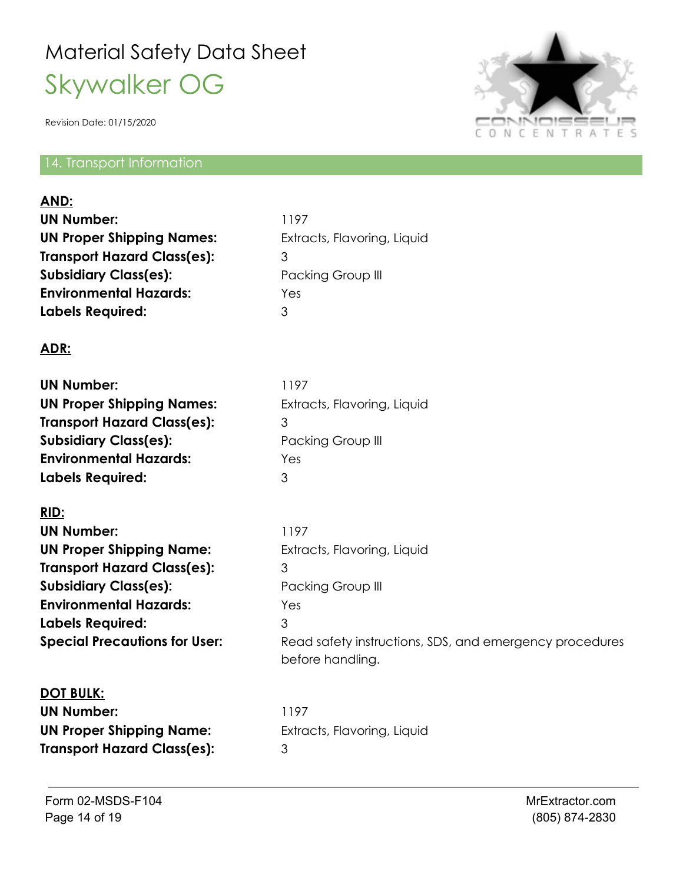# Material Safety Data Sheet

## Skywalker OG

Revision Date: 01/15/2020

## 14. Transport Information

**AND:**

**UN Number:** 1197
**UN Proper Shipping Names:** Extracts, Flavoring, Liquid
**Transport Hazard Class(es):** 3
**Subsidiary Class(es):** Packing Group III
**Environmental Hazards:** Yes
**Labels Required:** 3

**ADR:**

**UN Number:** 1197
**UN Proper Shipping Names:** Extracts, Flavoring, Liquid
**Transport Hazard Class(es):** 3
**Subsidiary Class(es):** Packing Group III
**Environmental Hazards:** Yes
**Labels Required:** 3

**RID:**

**UN Number:** 1197
**UN Proper Shipping Name:** Extracts, Flavoring, Liquid
**Transport Hazard Class(es):** 3
**Subsidiary Class(es):** Packing Group III
**Environmental Hazards:** Yes
**Labels Required:** 3
**Special Precautions for User:** Read safety instructions, SDS, and emergency procedures before handling.

**DOT BULK:**

**UN Number:** 1197
**UN Proper Shipping Name:** Extracts, Flavoring, Liquid
**Transport Hazard Class(es):** 3

Form 02-MSDS-F104

MrExtractor.com
(805) 874-2830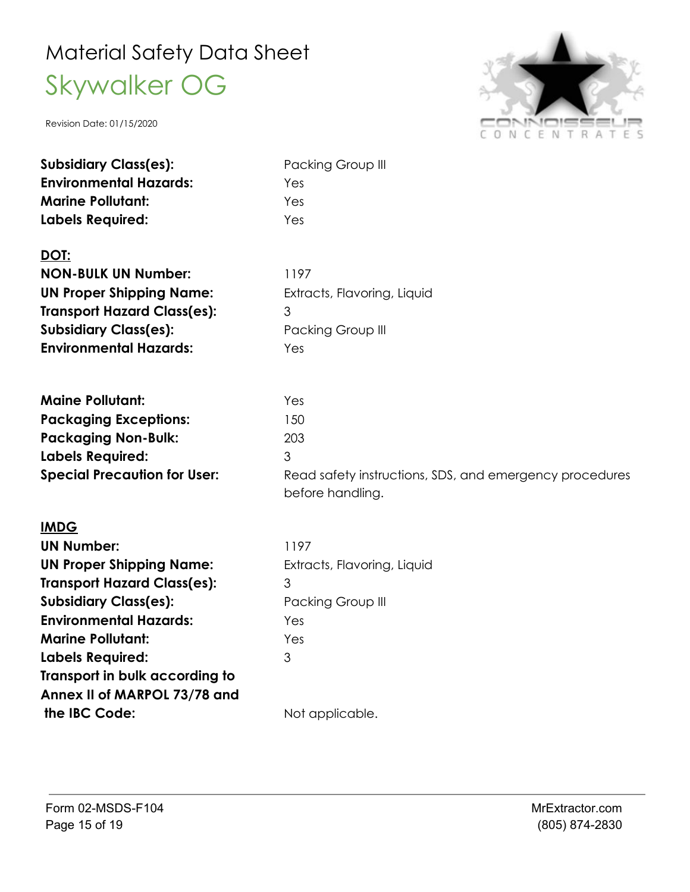| | |
|---|---|
| **Subsidiary Class(es):** | Packing Group III |
| **Environmental Hazards:** | Yes |
| **Marine Pollutant:** | Yes |
| **Labels Required:** | Yes |

**DOT:**

| | |
|---|---|
| **NON-BULK UN Number:** | 1197 |
| **UN Proper Shipping Name:** | Extracts, Flavoring, Liquid |
| **Transport Hazard Class(es):** | 3 |
| **Subsidiary Class(es):** | Packing Group III |
| **Environmental Hazards:** | Yes |
| **Maine Pollutant:** | Yes |
| **Packaging Exceptions:** | 150 |
| **Packaging Non-Bulk:** | 203 |
| **Labels Required:** | 3 |
| **Special Precaution for User:** | Read safety instructions, SDS, and emergency procedures before handling. |

**IMDG**

| | |
|---|---|
| **UN Number:** | 1197 |
| **UN Proper Shipping Name:** | Extracts, Flavoring, Liquid |
| **Transport Hazard Class(es):** | 3 |
| **Subsidiary Class(es):** | Packing Group III |
| **Environmental Hazards:** | Yes |
| **Marine Pollutant:** | Yes |
| **Labels Required:** | 3 |
| **Transport in bulk according to Annex II of MARPOL 73/78 and the IBC Code:** | Not applicable. |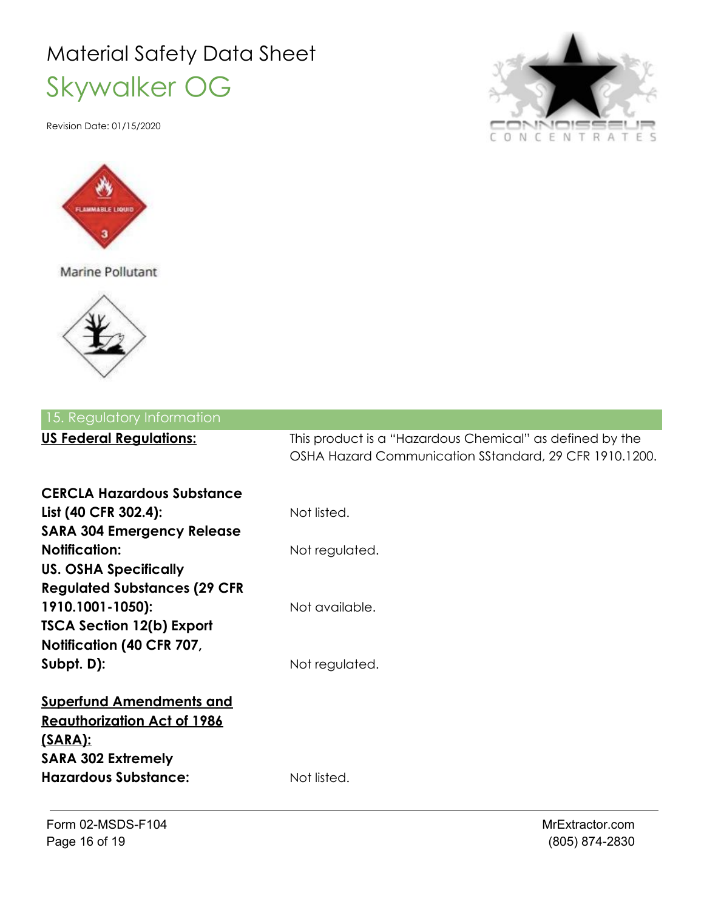# Material Safety Data Sheet

## Skywalker OG

Revision Date: 01/15/2020

FLAMMABLE LIQUID 3

Marine Pollutant

## 15. Regulatory Information

| | |
|---|---|
| **US Federal Regulations:** | This product is a "Hazardous Chemical" as defined by the OSHA Hazard Communication SStandard, 29 CFR 1910.1200. |
| **CERCLA Hazardous Substance List (40 CFR 302.4):** | Not listed. |
| **SARA 304 Emergency Release Notification:** | Not regulated. |
| **US. OSHA Specifically Regulated Substances (29 CFR 1910.1001-1050):** | Not available. |
| **TSCA Section 12(b) Export Notification (40 CFR 707, Subpt. D):** | Not regulated. |

**Superfund Amendments and Reauthorization Act of 1986 (SARA):**

| | |
|---|---|
| **SARA 302 Extremely Hazardous Substance:** | Not listed. |

Form 02-MSDS-F104

MrExtractor.com
(805) 874-2830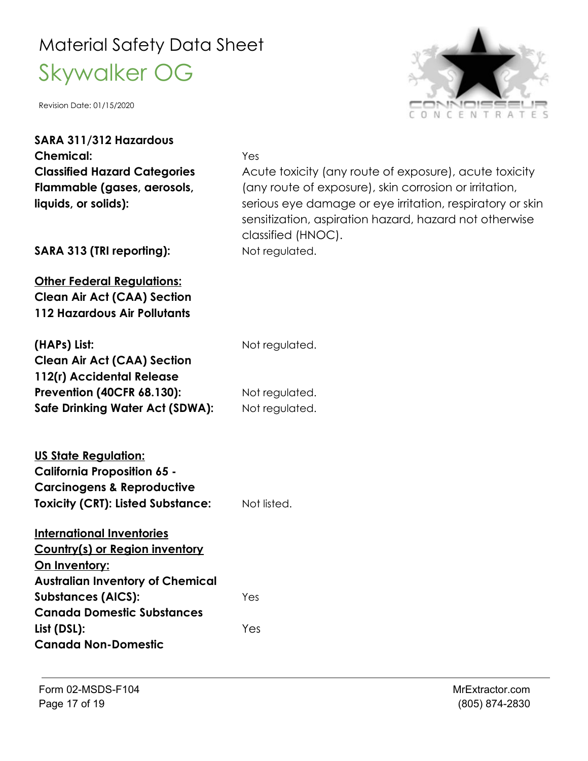**SARA 311/312 Hazardous Chemical:** Yes

**Classified Hazard Categories Flammable (gases, aerosols, liquids, or solids):** Acute toxicity (any route of exposure), acute toxicity (any route of exposure), skin corrosion or irritation, serious eye damage or eye irritation, respiratory or skin sensitization, aspiration hazard, hazard not otherwise classified (HNOC).

**SARA 313 (TRI reporting):** Not regulated.

**Other Federal Regulations:**

**Clean Air Act (CAA) Section 112 Hazardous Air Pollutants (HAPs) List:** Not regulated.

**Clean Air Act (CAA) Section 112(r) Accidental Release Prevention (40CFR 68.130):** Not regulated.

**Safe Drinking Water Act (SDWA):** Not regulated.

**US State Regulation:**

**California Proposition 65 - Carcinogens & Reproductive Toxicity (CRT): Listed Substance:** Not listed.

**International Inventories**

**Country(s) or Region inventory On Inventory:**

**Australian Inventory of Chemical Substances (AICS):** Yes

**Canada Domestic Substances List (DSL):** Yes

**Canada Non-Domestic**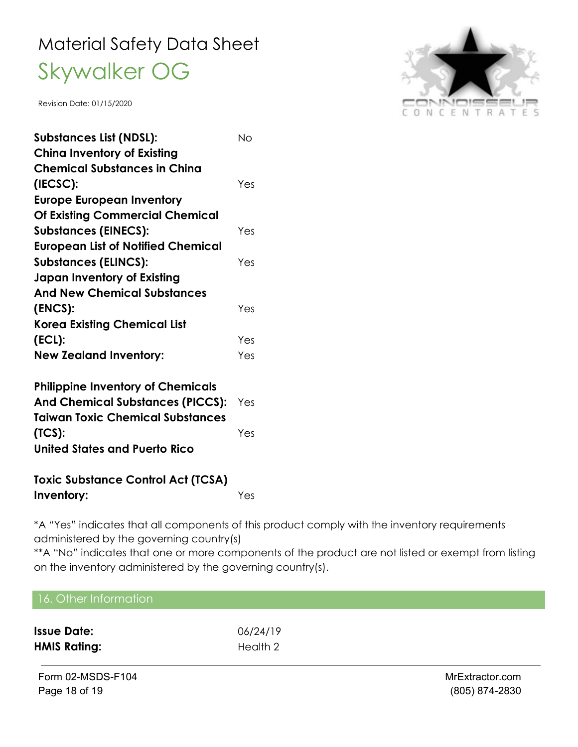| | |
|---|---|
| **Substances List (NDSL):** | No |
| **China Inventory of Existing Chemical Substances in China (IECSC):** | Yes |
| **Europe European Inventory Of Existing Commercial Chemical Substances (EINECS):** | Yes |
| **European List of Notified Chemical Substances (ELINCS):** | Yes |
| **Japan Inventory of Existing And New Chemical Substances (ENCS):** | Yes |
| **Korea Existing Chemical List (ECL):** | Yes |
| **New Zealand Inventory:** | Yes |
| **Philippine Inventory of Chemicals And Chemical Substances (PICCS):** | Yes |
| **Taiwan Toxic Chemical Substances (TCS):** | Yes |
| **United States and Puerto Rico Toxic Substance Control Act (TCSA) Inventory:** | Yes |

*A "Yes" indicates that all components of this product comply with the inventory requirements administered by the governing country(s)
**A "No" indicates that one or more components of the product are not listed or exempt from listing on the inventory administered by the governing country(s).

## 16. Other Information

| | |
|---|---|
| **Issue Date:** | 06/24/19 |
| **HMIS Rating:** | Health 2 |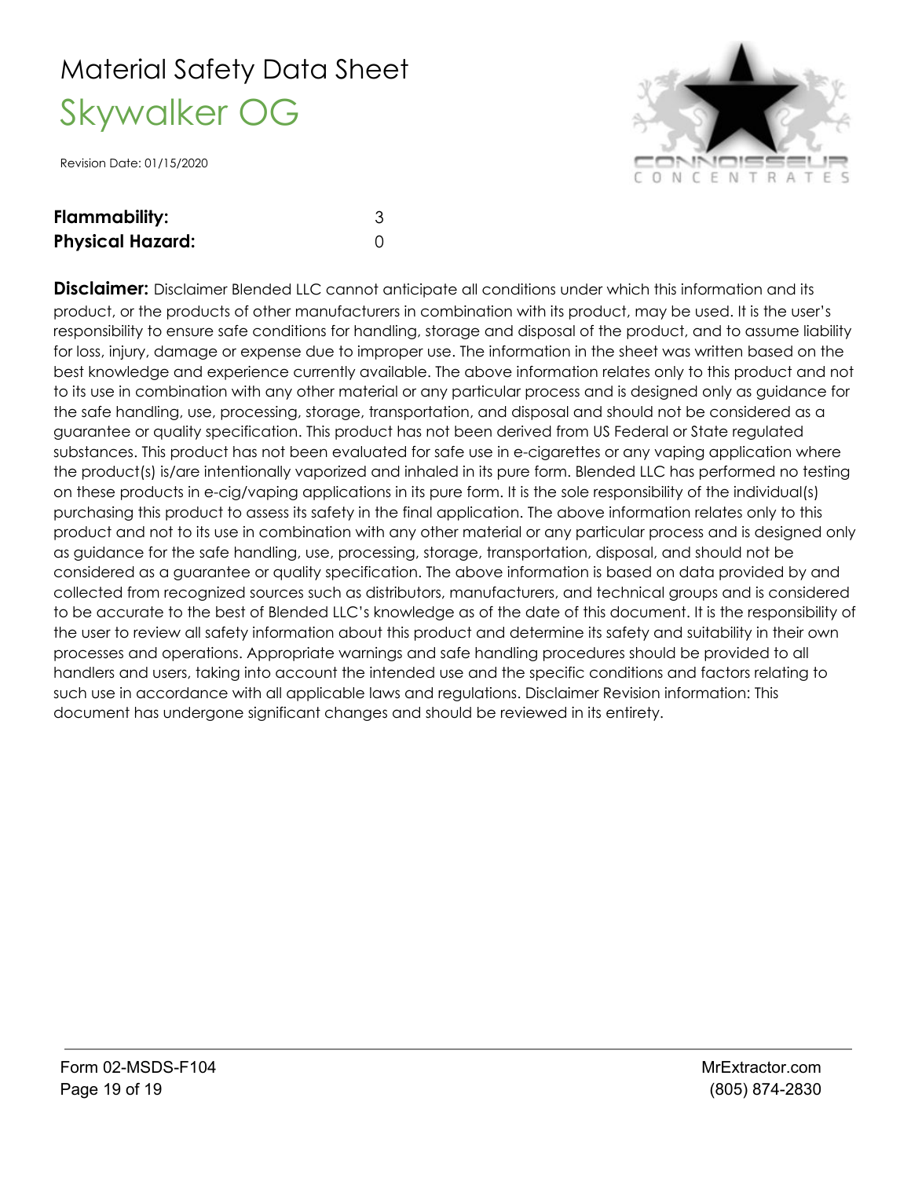# Material Safety Data Sheet

## Skywalker OG

Revision Date: 01/15/2020

| | |
|---|---|
| **Flammability:** | 3 |
| **Physical Hazard:** | 0 |

**Disclaimer:** Disclaimer Blended LLC cannot anticipate all conditions under which this information and its product, or the products of other manufacturers in combination with its product, may be used. It is the user's responsibility to ensure safe conditions for handling, storage and disposal of the product, and to assume liability for loss, injury, damage or expense due to improper use. The information in the sheet was written based on the best knowledge and experience currently available. The above information relates only to this product and not to its use in combination with any other material or any particular process and is designed only as guidance for the safe handling, use, processing, storage, transportation, and disposal and should not be considered as a guarantee or quality specification. This product has not been derived from US Federal or State regulated substances. This product has not been evaluated for safe use in e-cigarettes or any vaping application where the product(s) is/are intentionally vaporized and inhaled in its pure form. Blended LLC has performed no testing on these products in e-cig/vaping applications in its pure form. It is the sole responsibility of the individual(s) purchasing this product to assess its safety in the final application. The above information relates only to this product and not to its use in combination with any other material or any particular process and is designed only as guidance for the safe handling, use, processing, storage, transportation, disposal, and should not be considered as a guarantee or quality specification. The above information is based on data provided by and collected from recognized sources such as distributors, manufacturers, and technical groups and is considered to be accurate to the best of Blended LLC's knowledge as of the date of this document. It is the responsibility of the user to review all safety information about this product and determine its safety and suitability in their own processes and operations. Appropriate warnings and safe handling procedures should be provided to all handlers and users, taking into account the intended use and the specific conditions and factors relating to such use in accordance with all applicable laws and regulations. Disclaimer Revision information: This document has undergone significant changes and should be reviewed in its entirety.